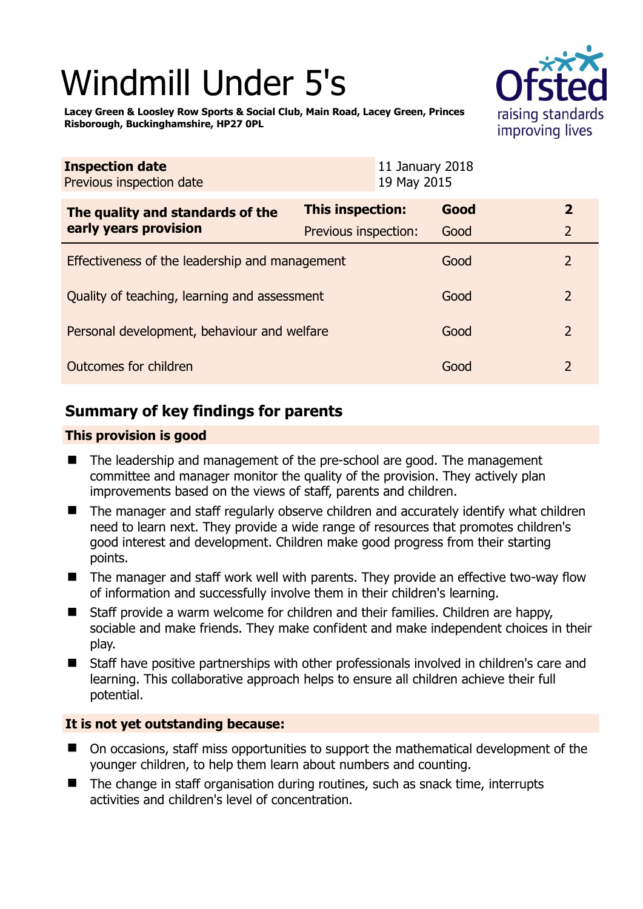# Windmill Under 5's

**Lacey Green & Loosley Row Sports & Social Club, Main Road, Lacey Green, Princes Risborough, Buckinghamshire, HP27 0PL**

| **Inspection date** | 11 January 2018 |
|---|---|
| Previous inspection date | 19 May 2015 |

| **The quality and standards of the early years provision** | **This inspection:** | **Good** | **2** |
|---|---|---|---|
| | Previous inspection: | Good | 2 |
| Effectiveness of the leadership and management | | Good | 2 |
| Quality of teaching, learning and assessment | | Good | 2 |
| Personal development, behaviour and welfare | | Good | 2 |
| Outcomes for children | | Good | 2 |

## Summary of key findings for parents

**This provision is good**

- The leadership and management of the pre-school are good. The management committee and manager monitor the quality of the provision. They actively plan improvements based on the views of staff, parents and children.
- The manager and staff regularly observe children and accurately identify what children need to learn next. They provide a wide range of resources that promotes children's good interest and development. Children make good progress from their starting points.
- The manager and staff work well with parents. They provide an effective two-way flow of information and successfully involve them in their children's learning.
- Staff provide a warm welcome for children and their families. Children are happy, sociable and make friends. They make confident and make independent choices in their play.
- Staff have positive partnerships with other professionals involved in children's care and learning. This collaborative approach helps to ensure all children achieve their full potential.

**It is not yet outstanding because:**

- On occasions, staff miss opportunities to support the mathematical development of the younger children, to help them learn about numbers and counting.
- The change in staff organisation during routines, such as snack time, interrupts activities and children's level of concentration.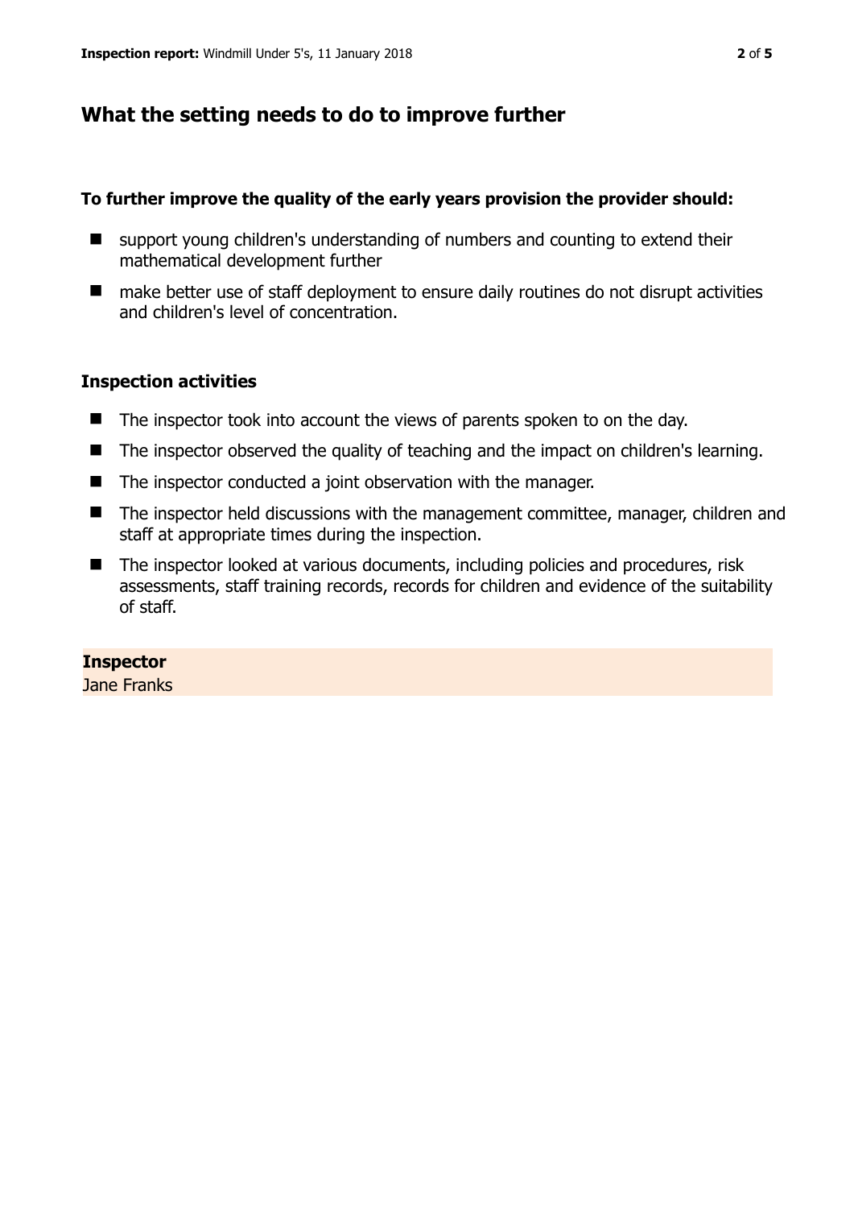## What the setting needs to do to improve further

**To further improve the quality of the early years provision the provider should:**

- support young children's understanding of numbers and counting to extend their mathematical development further
- make better use of staff deployment to ensure daily routines do not disrupt activities and children's level of concentration.

### Inspection activities

- The inspector took into account the views of parents spoken to on the day.
- The inspector observed the quality of teaching and the impact on children's learning.
- The inspector conducted a joint observation with the manager.
- The inspector held discussions with the management committee, manager, children and staff at appropriate times during the inspection.
- The inspector looked at various documents, including policies and procedures, risk assessments, staff training records, records for children and evidence of the suitability of staff.

**Inspector**
Jane Franks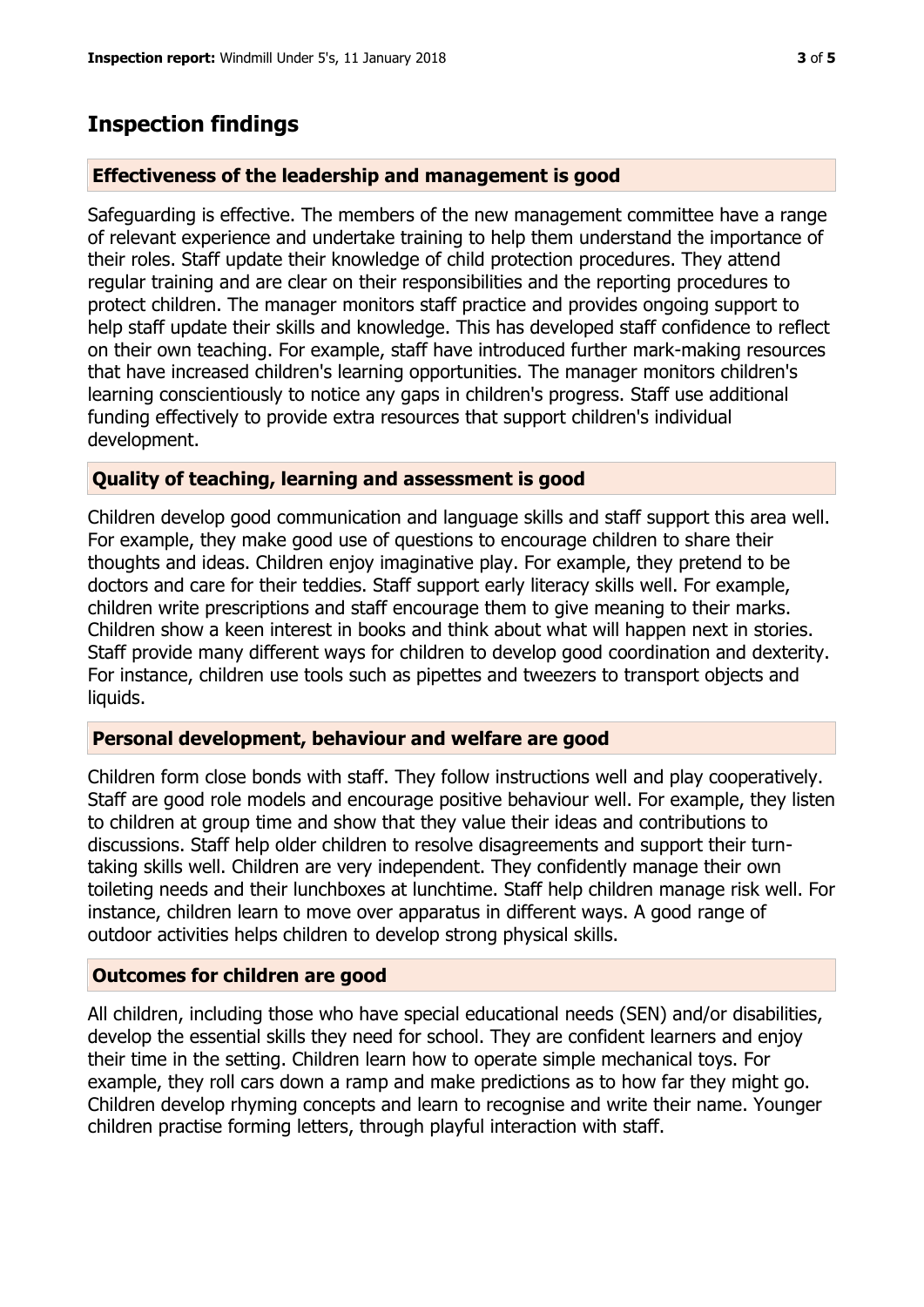## Inspection findings

### Effectiveness of the leadership and management is good

Safeguarding is effective. The members of the new management committee have a range of relevant experience and undertake training to help them understand the importance of their roles. Staff update their knowledge of child protection procedures. They attend regular training and are clear on their responsibilities and the reporting procedures to protect children. The manager monitors staff practice and provides ongoing support to help staff update their skills and knowledge. This has developed staff confidence to reflect on their own teaching. For example, staff have introduced further mark-making resources that have increased children's learning opportunities. The manager monitors children's learning conscientiously to notice any gaps in children's progress. Staff use additional funding effectively to provide extra resources that support children's individual development.

### Quality of teaching, learning and assessment is good

Children develop good communication and language skills and staff support this area well. For example, they make good use of questions to encourage children to share their thoughts and ideas. Children enjoy imaginative play. For example, they pretend to be doctors and care for their teddies. Staff support early literacy skills well. For example, children write prescriptions and staff encourage them to give meaning to their marks. Children show a keen interest in books and think about what will happen next in stories. Staff provide many different ways for children to develop good coordination and dexterity. For instance, children use tools such as pipettes and tweezers to transport objects and liquids.

### Personal development, behaviour and welfare are good

Children form close bonds with staff. They follow instructions well and play cooperatively. Staff are good role models and encourage positive behaviour well. For example, they listen to children at group time and show that they value their ideas and contributions to discussions. Staff help older children to resolve disagreements and support their turn-taking skills well. Children are very independent. They confidently manage their own toileting needs and their lunchboxes at lunchtime. Staff help children manage risk well. For instance, children learn to move over apparatus in different ways. A good range of outdoor activities helps children to develop strong physical skills.

### Outcomes for children are good

All children, including those who have special educational needs (SEN) and/or disabilities, develop the essential skills they need for school. They are confident learners and enjoy their time in the setting. Children learn how to operate simple mechanical toys. For example, they roll cars down a ramp and make predictions as to how far they might go. Children develop rhyming concepts and learn to recognise and write their name. Younger children practise forming letters, through playful interaction with staff.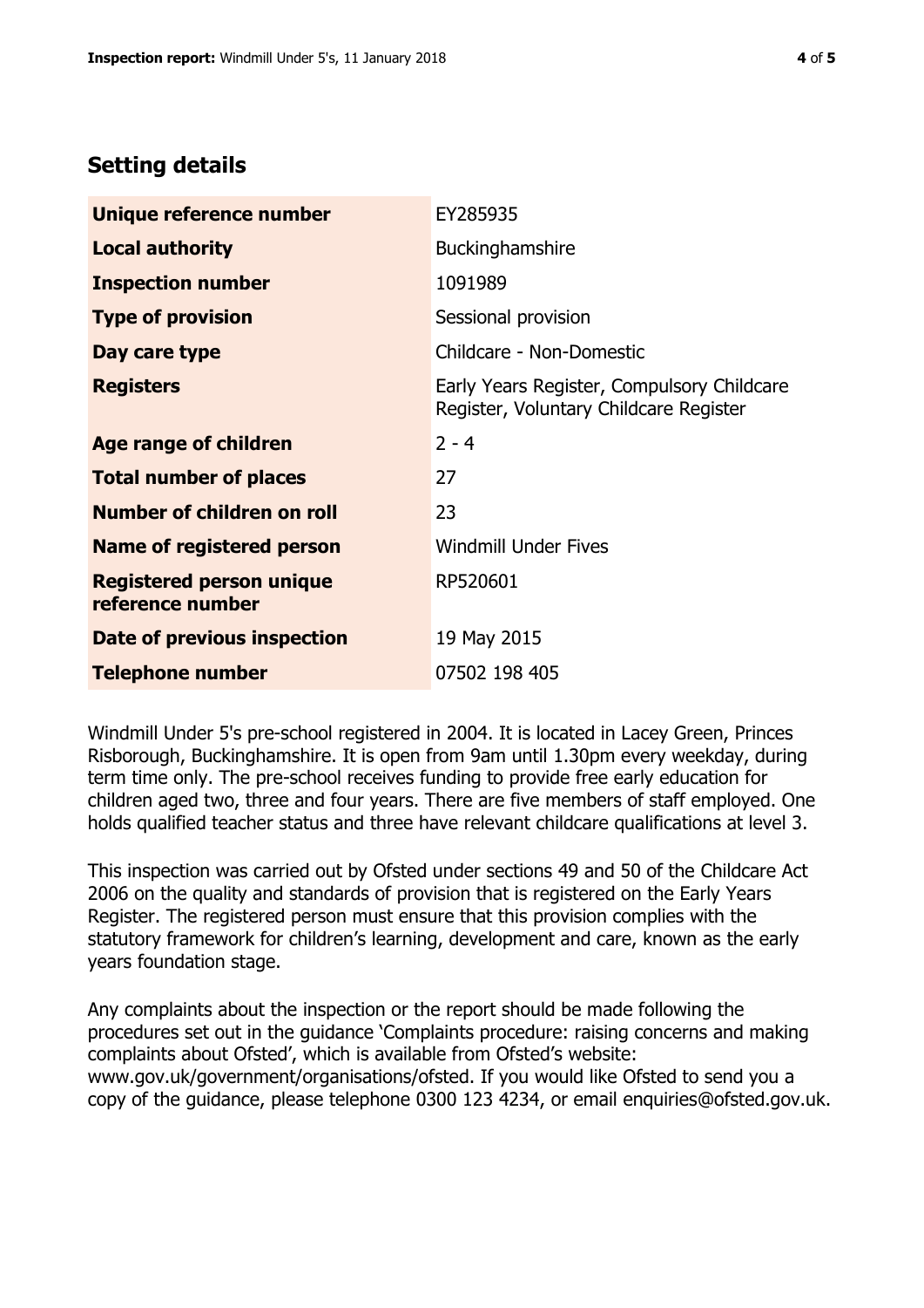## Setting details

| | |
|---|---|
| **Unique reference number** | EY285935 |
| **Local authority** | Buckinghamshire |
| **Inspection number** | 1091989 |
| **Type of provision** | Sessional provision |
| **Day care type** | Childcare - Non-Domestic |
| **Registers** | Early Years Register, Compulsory Childcare Register, Voluntary Childcare Register |
| **Age range of children** | 2 - 4 |
| **Total number of places** | 27 |
| **Number of children on roll** | 23 |
| **Name of registered person** | Windmill Under Fives |
| **Registered person unique reference number** | RP520601 |
| **Date of previous inspection** | 19 May 2015 |
| **Telephone number** | 07502 198 405 |

Windmill Under 5's pre-school registered in 2004. It is located in Lacey Green, Princes Risborough, Buckinghamshire. It is open from 9am until 1.30pm every weekday, during term time only. The pre-school receives funding to provide free early education for children aged two, three and four years. There are five members of staff employed. One holds qualified teacher status and three have relevant childcare qualifications at level 3.

This inspection was carried out by Ofsted under sections 49 and 50 of the Childcare Act 2006 on the quality and standards of provision that is registered on the Early Years Register. The registered person must ensure that this provision complies with the statutory framework for children's learning, development and care, known as the early years foundation stage.

Any complaints about the inspection or the report should be made following the procedures set out in the guidance 'Complaints procedure: raising concerns and making complaints about Ofsted', which is available from Ofsted's website: www.gov.uk/government/organisations/ofsted. If you would like Ofsted to send you a copy of the guidance, please telephone 0300 123 4234, or email enquiries@ofsted.gov.uk.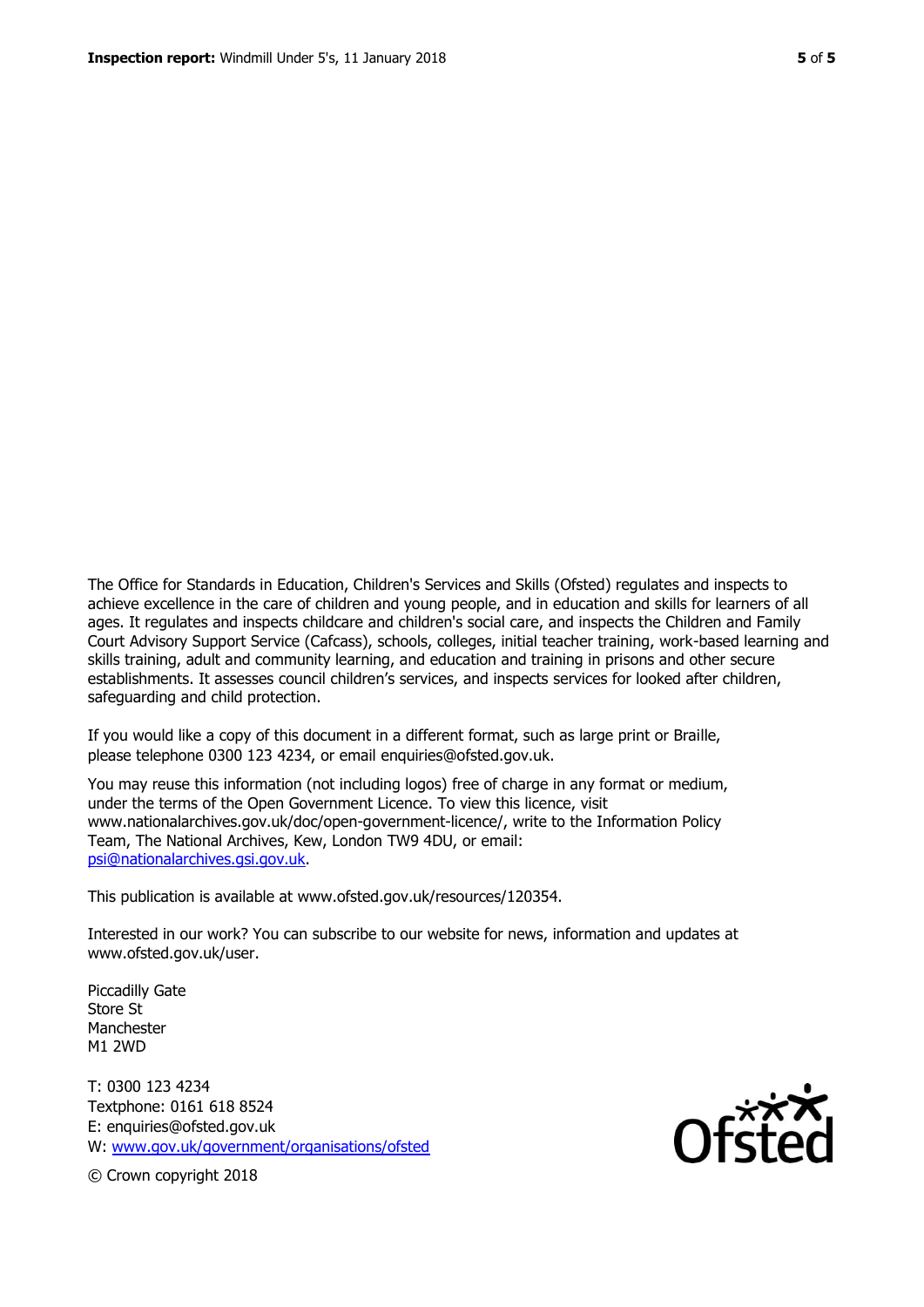The Office for Standards in Education, Children's Services and Skills (Ofsted) regulates and inspects to achieve excellence in the care of children and young people, and in education and skills for learners of all ages. It regulates and inspects childcare and children's social care, and inspects the Children and Family Court Advisory Support Service (Cafcass), schools, colleges, initial teacher training, work-based learning and skills training, adult and community learning, and education and training in prisons and other secure establishments. It assesses council children's services, and inspects services for looked after children, safeguarding and child protection.

If you would like a copy of this document in a different format, such as large print or Braille, please telephone 0300 123 4234, or email enquiries@ofsted.gov.uk.

You may reuse this information (not including logos) free of charge in any format or medium, under the terms of the Open Government Licence. To view this licence, visit www.nationalarchives.gov.uk/doc/open-government-licence/, write to the Information Policy Team, The National Archives, Kew, London TW9 4DU, or email: psi@nationalarchives.gsi.gov.uk.

This publication is available at www.ofsted.gov.uk/resources/120354.

Interested in our work? You can subscribe to our website for news, information and updates at www.ofsted.gov.uk/user.

Piccadilly Gate
Store St
Manchester
M1 2WD

T: 0300 123 4234
Textphone: 0161 618 8524
E: enquiries@ofsted.gov.uk
W: www.gov.uk/government/organisations/ofsted

© Crown copyright 2018